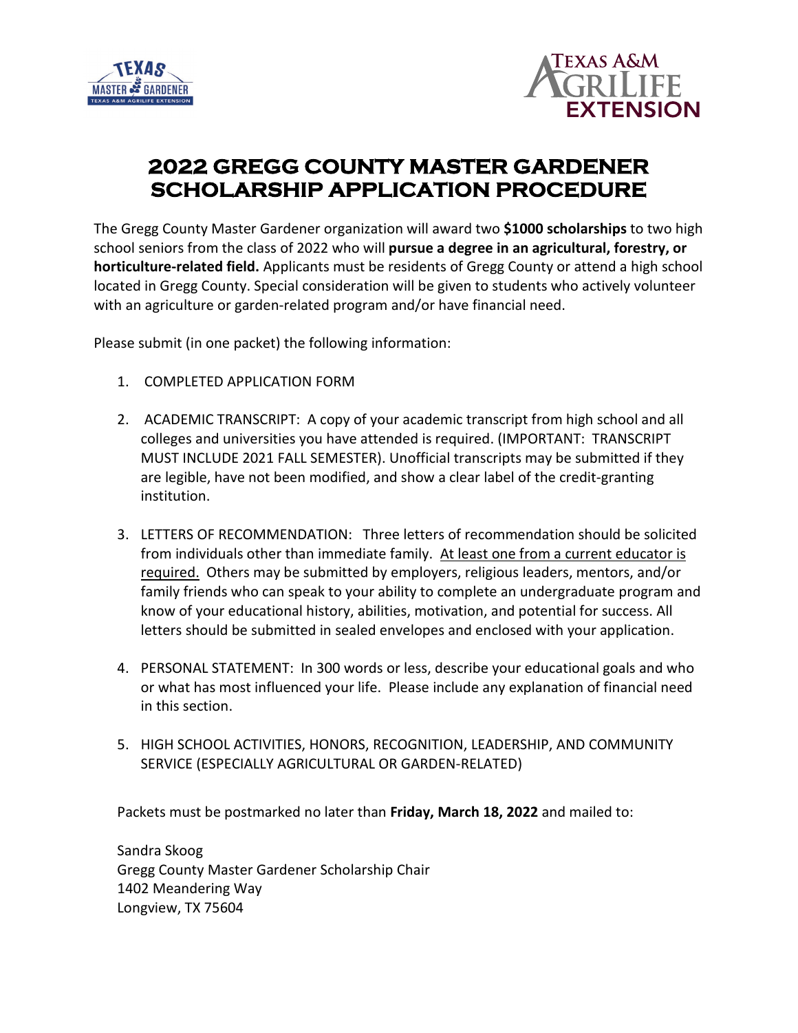# 2022 GREGG COUNTY MASTER GARDENER SCHOLARSHIP APPLICATION PROCEDURE

The Gregg County Master Gardener organization will award two **$1000 scholarships** to two high school seniors from the class of 2022 who will **pursue a degree in an agricultural, forestry, or horticulture-related field.** Applicants must be residents of Gregg County or attend a high school located in Gregg County. Special consideration will be given to students who actively volunteer with an agriculture or garden-related program and/or have financial need.

Please submit (in one packet) the following information:

1. COMPLETED APPLICATION FORM

2. ACADEMIC TRANSCRIPT: A copy of your academic transcript from high school and all colleges and universities you have attended is required. (IMPORTANT: TRANSCRIPT MUST INCLUDE 2021 FALL SEMESTER). Unofficial transcripts may be submitted if they are legible, have not been modified, and show a clear label of the credit-granting institution.

3. LETTERS OF RECOMMENDATION: Three letters of recommendation should be solicited from individuals other than immediate family. At least one from a current educator is required. Others may be submitted by employers, religious leaders, mentors, and/or family friends who can speak to your ability to complete an undergraduate program and know of your educational history, abilities, motivation, and potential for success. All letters should be submitted in sealed envelopes and enclosed with your application.

4. PERSONAL STATEMENT: In 300 words or less, describe your educational goals and who or what has most influenced your life. Please include any explanation of financial need in this section.

5. HIGH SCHOOL ACTIVITIES, HONORS, RECOGNITION, LEADERSHIP, AND COMMUNITY SERVICE (ESPECIALLY AGRICULTURAL OR GARDEN-RELATED)

Packets must be postmarked no later than **Friday, March 18, 2022** and mailed to:

Sandra Skoog
Gregg County Master Gardener Scholarship Chair
1402 Meandering Way
Longview, TX 75604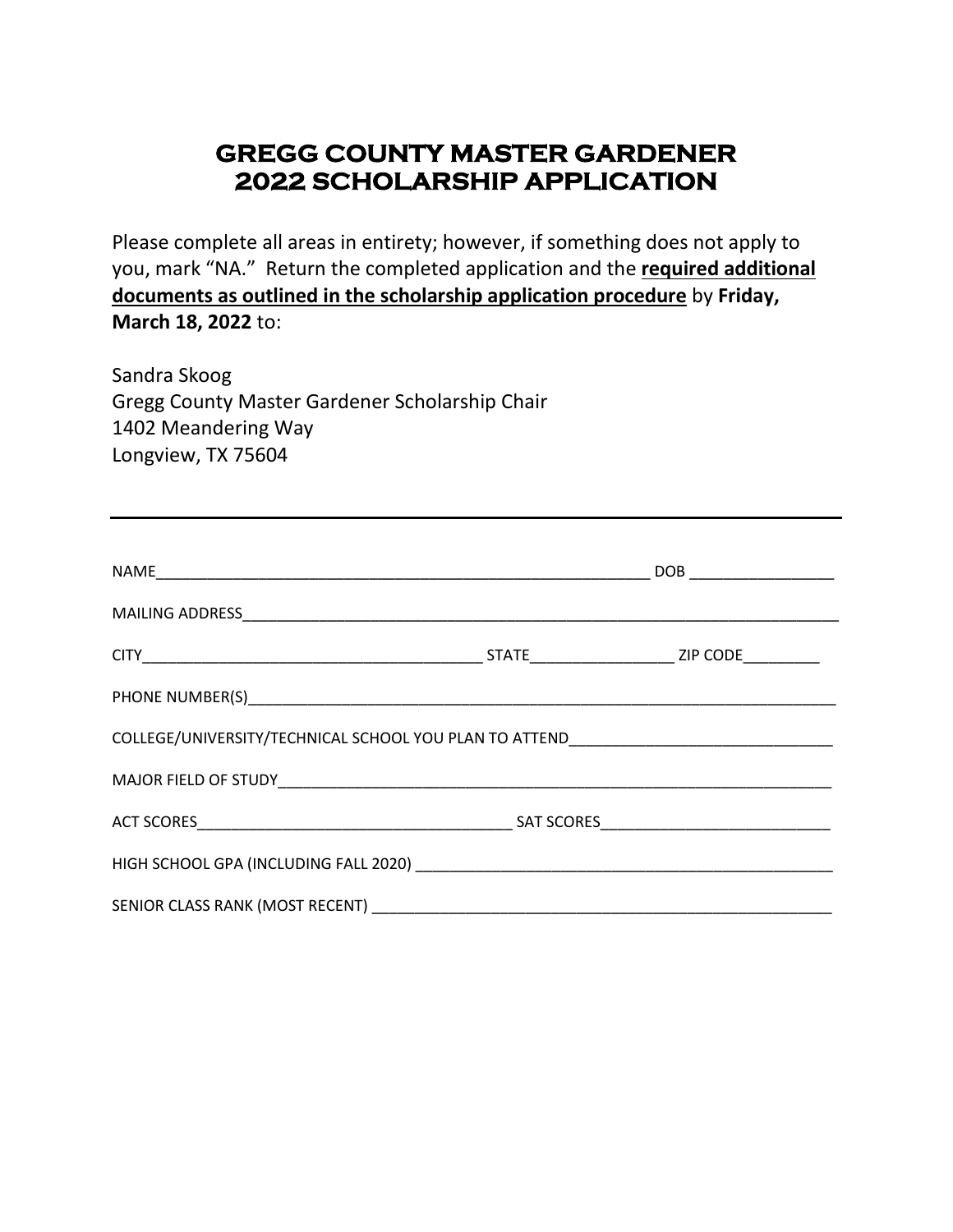# GREGG COUNTY MASTER GARDENER 2022 SCHOLARSHIP APPLICATION

Please complete all areas in entirety; however, if something does not apply to you, mark "NA." Return the completed application and the **required additional documents as outlined in the scholarship application procedure** by **Friday, March 18, 2022** to:

Sandra Skoog
Gregg County Master Gardener Scholarship Chair
1402 Meandering Way
Longview, TX 75604

---

NAME____________________________________________________________ DOB _________________

MAILING ADDRESS_________________________________________________________________________

CITY__________________________________________ STATE_________________ ZIP CODE_________

PHONE NUMBER(S)________________________________________________________________________

COLLEGE/UNIVERSITY/TECHNICAL SCHOOL YOU PLAN TO ATTEND______________________________

MAJOR FIELD OF STUDY___________________________________________________________________

ACT SCORES_____________________________________ SAT SCORES___________________________

HIGH SCHOOL GPA (INCLUDING FALL 2020) __________________________________________________

SENIOR CLASS RANK (MOST RECENT) ______________________________________________________